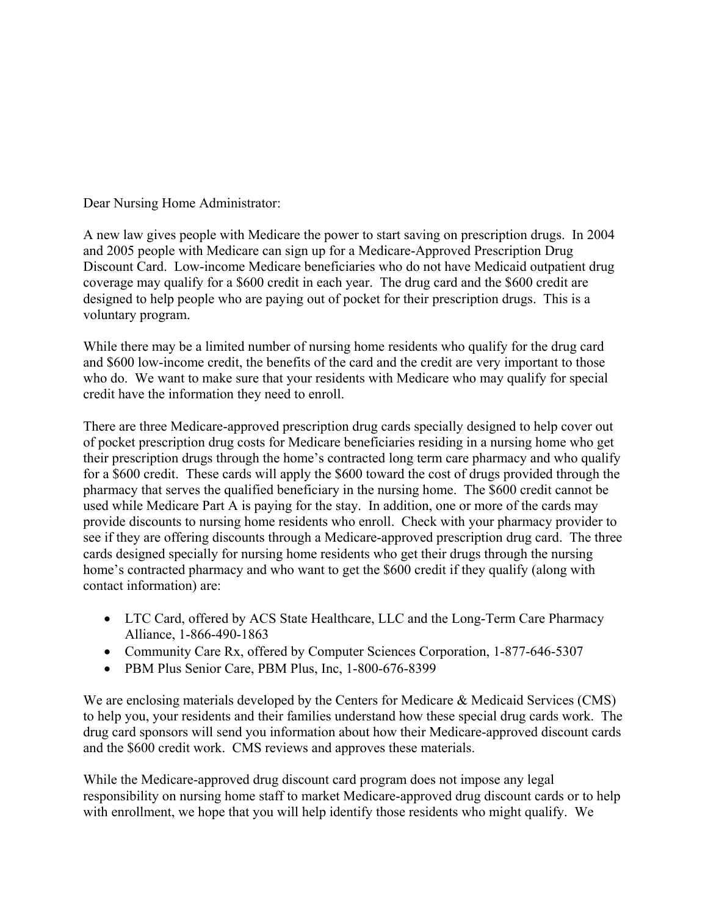Dear Nursing Home Administrator:

A new law gives people with Medicare the power to start saving on prescription drugs. In 2004 and 2005 people with Medicare can sign up for a Medicare-Approved Prescription Drug Discount Card. Low-income Medicare beneficiaries who do not have Medicaid outpatient drug coverage may qualify for a $600 credit in each year. The drug card and the $600 credit are designed to help people who are paying out of pocket for their prescription drugs. This is a voluntary program.

While there may be a limited number of nursing home residents who qualify for the drug card and $600 low-income credit, the benefits of the card and the credit are very important to those who do. We want to make sure that your residents with Medicare who may qualify for special credit have the information they need to enroll.

There are three Medicare-approved prescription drug cards specially designed to help cover out of pocket prescription drug costs for Medicare beneficiaries residing in a nursing home who get their prescription drugs through the home's contracted long term care pharmacy and who qualify for a $600 credit. These cards will apply the $600 toward the cost of drugs provided through the pharmacy that serves the qualified beneficiary in the nursing home. The $600 credit cannot be used while Medicare Part A is paying for the stay. In addition, one or more of the cards may provide discounts to nursing home residents who enroll. Check with your pharmacy provider to see if they are offering discounts through a Medicare-approved prescription drug card. The three cards designed specially for nursing home residents who get their drugs through the nursing home's contracted pharmacy and who want to get the $600 credit if they qualify (along with contact information) are:

- LTC Card, offered by ACS State Healthcare, LLC and the Long-Term Care Pharmacy Alliance, 1-866-490-1863
- Community Care Rx, offered by Computer Sciences Corporation, 1-877-646-5307
- PBM Plus Senior Care, PBM Plus, Inc, 1-800-676-8399

We are enclosing materials developed by the Centers for Medicare & Medicaid Services (CMS) to help you, your residents and their families understand how these special drug cards work. The drug card sponsors will send you information about how their Medicare-approved discount cards and the $600 credit work. CMS reviews and approves these materials.

While the Medicare-approved drug discount card program does not impose any legal responsibility on nursing home staff to market Medicare-approved drug discount cards or to help with enrollment, we hope that you will help identify those residents who might qualify. We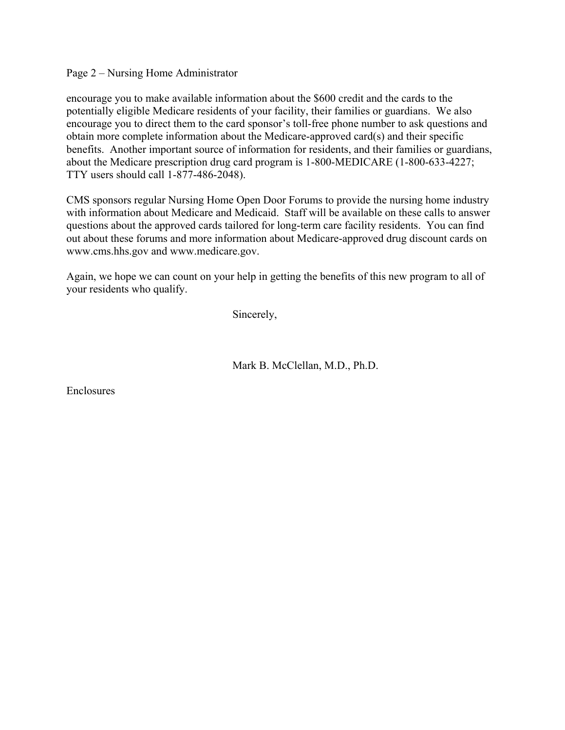encourage you to make available information about the $600 credit and the cards to the potentially eligible Medicare residents of your facility, their families or guardians. We also encourage you to direct them to the card sponsor's toll-free phone number to ask questions and obtain more complete information about the Medicare-approved card(s) and their specific benefits. Another important source of information for residents, and their families or guardians, about the Medicare prescription drug card program is 1-800-MEDICARE (1-800-633-4227; TTY users should call 1-877-486-2048).

CMS sponsors regular Nursing Home Open Door Forums to provide the nursing home industry with information about Medicare and Medicaid. Staff will be available on these calls to answer questions about the approved cards tailored for long-term care facility residents. You can find out about these forums and more information about Medicare-approved drug discount cards on www.cms.hhs.gov and www.medicare.gov.

Again, we hope we can count on your help in getting the benefits of this new program to all of your residents who qualify.

Sincerely,

Mark B. McClellan, M.D., Ph.D.

Enclosures